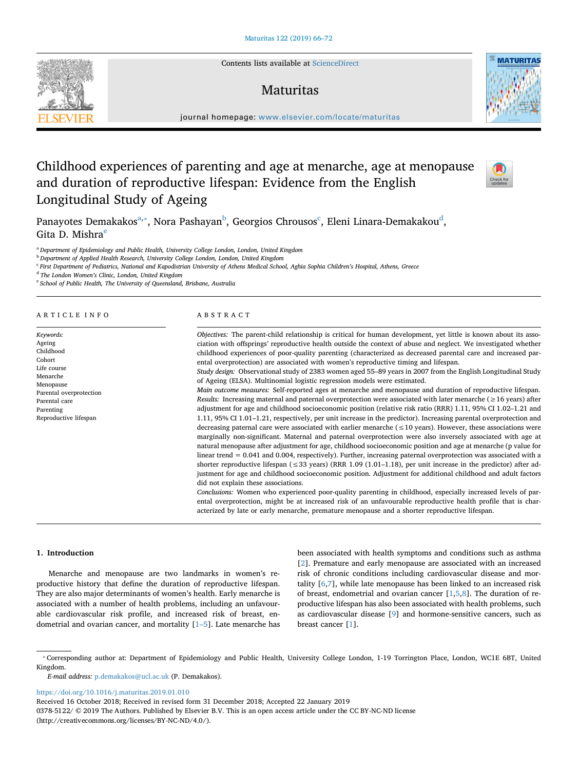# Childhood experiences of parenting and age at menarche, age at menopause and duration of reproductive lifespan: Evidence from the English Longitudinal Study of Ageing

Panayotes Demakakos[a,*], Nora Pashayan[b], Georgios Chrousos[c], Eleni Linara-Demakakou[d], Gita D. Mishra[e]

[a] Department of Epidemiology and Public Health, University College London, London, United Kingdom
[b] Department of Applied Health Research, University College London, London, United Kingdom
[c] First Department of Pediatrics, National and Kapodistrian University of Athens Medical School, Aghia Sophia Children's Hospital, Athens, Greece
[d] The London Women's Clinic, London, United Kingdom
[e] School of Public Health, The University of Queensland, Brisbane, Australia

## ARTICLE INFO

*Keywords:*
Ageing
Childhood
Cohort
Life course
Menarche
Menopause
Parental overprotection
Parental care
Parenting
Reproductive lifespan

## ABSTRACT

*Objectives:* The parent-child relationship is critical for human development, yet little is known about its association with offsprings' reproductive health outside the context of abuse and neglect. We investigated whether childhood experiences of poor-quality parenting (characterized as decreased parental care and increased parental overprotection) are associated with women's reproductive timing and lifespan.

*Study design:* Observational study of 2383 women aged 55–89 years in 2007 from the English Longitudinal Study of Ageing (ELSA). Multinomial logistic regression models were estimated.

*Main outcome measures:* Self-reported ages at menarche and menopause and duration of reproductive lifespan.

*Results:* Increasing maternal and paternal overprotection were associated with later menarche (≥16 years) after adjustment for age and childhood socioeconomic position (relative risk ratio (RRR) 1.11, 95% CI 1.02–1.21 and 1.11, 95% CI 1.01–1.21, respectively, per unit increase in the predictor). Increasing parental overprotection and decreasing paternal care were associated with earlier menarche (≤10 years). However, these associations were marginally non-significant. Maternal and paternal overprotection were also inversely associated with age at natural menopause after adjustment for age, childhood socioeconomic position and age at menarche (p value for linear trend = 0.041 and 0.004, respectively). Further, increasing paternal overprotection was associated with a shorter reproductive lifespan (≤33 years) (RRR 1.09 (1.01–1.18), per unit increase in the predictor) after adjustment for age and childhood socioeconomic position. Adjustment for additional childhood and adult factors did not explain these associations.

*Conclusions:* Women who experienced poor-quality parenting in childhood, especially increased levels of parental overprotection, might be at increased risk of an unfavourable reproductive health profile that is characterized by late or early menarche, premature menopause and a shorter reproductive lifespan.

## 1. Introduction

Menarche and menopause are two landmarks in women's reproductive history that define the duration of reproductive lifespan. They are also major determinants of women's health. Early menarche is associated with a number of health problems, including an unfavourable cardiovascular risk profile, and increased risk of breast, endometrial and ovarian cancer, and mortality [1–5]. Late menarche has been associated with health symptoms and conditions such as asthma [2]. Premature and early menopause are associated with an increased risk of chronic conditions including cardiovascular disease and mortality [6,7], while late menopause has been linked to an increased risk of breast, endometrial and ovarian cancer [1,5,8]. The duration of reproductive lifespan has also been associated with health problems, such as cardiovascular disease [9] and hormone-sensitive cancers, such as breast cancer [1].

* Corresponding author at: Department of Epidemiology and Public Health, University College London, 1-19 Torrington Place, London, WC1E 6BT, United Kingdom.
*E-mail address:* p.demakakos@ucl.ac.uk (P. Demakakos).

https://doi.org/10.1016/j.maturitas.2019.01.010
Received 16 October 2018; Received in revised form 31 December 2018; Accepted 22 January 2019
0378-5122/ © 2019 The Authors. Published by Elsevier B.V. This is an open access article under the CC BY-NC-ND license (http://creativecommons.org/licenses/BY-NC-ND/4.0/).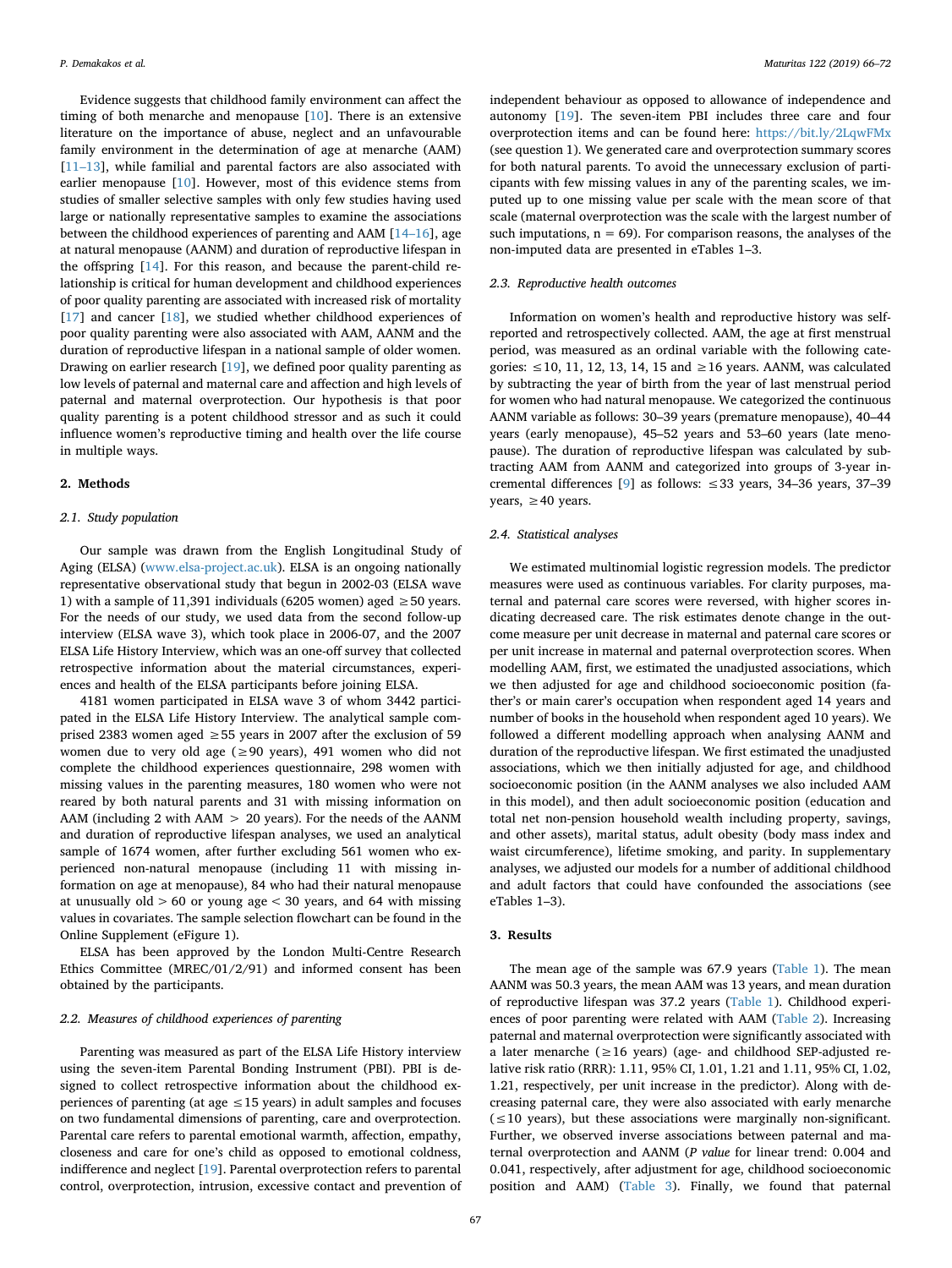Evidence suggests that childhood family environment can affect the timing of both menarche and menopause [10]. There is an extensive literature on the importance of abuse, neglect and an unfavourable family environment in the determination of age at menarche (AAM) [11–13], while familial and parental factors are also associated with earlier menopause [10]. However, most of this evidence stems from studies of smaller selective samples with only few studies having used large or nationally representative samples to examine the associations between the childhood experiences of parenting and AAM [14–16], age at natural menopause (AANM) and duration of reproductive lifespan in the offspring [14]. For this reason, and because the parent-child relationship is critical for human development and childhood experiences of poor quality parenting are associated with increased risk of mortality [17] and cancer [18], we studied whether childhood experiences of poor quality parenting were also associated with AAM, AANM and the duration of reproductive lifespan in a national sample of older women. Drawing on earlier research [19], we defined poor quality parenting as low levels of paternal and maternal care and affection and high levels of paternal and maternal overprotection. Our hypothesis is that poor quality parenting is a potent childhood stressor and as such it could influence women's reproductive timing and health over the life course in multiple ways.

## 2. Methods

### 2.1. Study population

Our sample was drawn from the English Longitudinal Study of Aging (ELSA) (www.elsa-project.ac.uk). ELSA is an ongoing nationally representative observational study that begun in 2002-03 (ELSA wave 1) with a sample of 11,391 individuals (6205 women) aged ≥50 years. For the needs of our study, we used data from the second follow-up interview (ELSA wave 3), which took place in 2006-07, and the 2007 ELSA Life History Interview, which was an one-off survey that collected retrospective information about the material circumstances, experiences and health of the ELSA participants before joining ELSA.

4181 women participated in ELSA wave 3 of whom 3442 participated in the ELSA Life History Interview. The analytical sample comprised 2383 women aged ≥55 years in 2007 after the exclusion of 59 women due to very old age (≥90 years), 491 women who did not complete the childhood experiences questionnaire, 298 women with missing values in the parenting measures, 180 women who were not reared by both natural parents and 31 with missing information on AAM (including 2 with AAM > 20 years). For the needs of the AANM and duration of reproductive lifespan analyses, we used an analytical sample of 1674 women, after further excluding 561 women who experienced non-natural menopause (including 11 with missing information on age at menopause), 84 who had their natural menopause at unusually old > 60 or young age < 30 years, and 64 with missing values in covariates. The sample selection flowchart can be found in the Online Supplement (eFigure 1).

ELSA has been approved by the London Multi-Centre Research Ethics Committee (MREC/01/2/91) and informed consent has been obtained by the participants.

### 2.2. Measures of childhood experiences of parenting

Parenting was measured as part of the ELSA Life History interview using the seven-item Parental Bonding Instrument (PBI). PBI is designed to collect retrospective information about the childhood experiences of parenting (at age ≤15 years) in adult samples and focuses on two fundamental dimensions of parenting, care and overprotection. Parental care refers to parental emotional warmth, affection, empathy, closeness and care for one's child as opposed to emotional coldness, indifference and neglect [19]. Parental overprotection refers to parental control, overprotection, intrusion, excessive contact and prevention of independent behaviour as opposed to allowance of independence and autonomy [19]. The seven-item PBI includes three care and four overprotection items and can be found here: https://bit.ly/2LqwFMx (see question 1). We generated care and overprotection summary scores for both natural parents. To avoid the unnecessary exclusion of participants with few missing values in any of the parenting scales, we imputed up to one missing value per scale with the mean score of that scale (maternal overprotection was the scale with the largest number of such imputations, n = 69). For comparison reasons, the analyses of the non-imputed data are presented in eTables 1–3.

### 2.3. Reproductive health outcomes

Information on women's health and reproductive history was self-reported and retrospectively collected. AAM, the age at first menstrual period, was measured as an ordinal variable with the following categories: ≤10, 11, 12, 13, 14, 15 and ≥16 years. AANM, was calculated by subtracting the year of birth from the year of last menstrual period for women who had natural menopause. We categorized the continuous AANM variable as follows: 30–39 years (premature menopause), 40–44 years (early menopause), 45–52 years and 53–60 years (late menopause). The duration of reproductive lifespan was calculated by subtracting AAM from AANM and categorized into groups of 3-year incremental differences [9] as follows: ≤33 years, 34–36 years, 37–39 years, ≥40 years.

### 2.4. Statistical analyses

We estimated multinomial logistic regression models. The predictor measures were used as continuous variables. For clarity purposes, maternal and paternal care scores were reversed, with higher scores indicating decreased care. The risk estimates denote change in the outcome measure per unit decrease in maternal and paternal care scores or per unit increase in maternal and paternal overprotection scores. When modelling AAM, first, we estimated the unadjusted associations, which we then adjusted for age and childhood socioeconomic position (father's or main carer's occupation when respondent aged 14 years and number of books in the household when respondent aged 10 years). We followed a different modelling approach when analysing AANM and duration of the reproductive lifespan. We first estimated the unadjusted associations, which we then initially adjusted for age, and childhood socioeconomic position (in the AANM analyses we also included AAM in this model), and then adult socioeconomic position (education and total net non-pension household wealth including property, savings, and other assets), marital status, adult obesity (body mass index and waist circumference), lifetime smoking, and parity. In supplementary analyses, we adjusted our models for a number of additional childhood and adult factors that could have confounded the associations (see eTables 1–3).

## 3. Results

The mean age of the sample was 67.9 years (Table 1). The mean AANM was 50.3 years, the mean AAM was 13 years, and mean duration of reproductive lifespan was 37.2 years (Table 1). Childhood experiences of poor parenting were related with AAM (Table 2). Increasing paternal and maternal overprotection were significantly associated with a later menarche (≥16 years) (age- and childhood SEP-adjusted relative risk ratio (RRR): 1.11, 95% CI, 1.01, 1.21 and 1.11, 95% CI, 1.02, 1.21, respectively, per unit increase in the predictor). Along with decreasing paternal care, they were also associated with early menarche (≤10 years), but these associations were marginally non-significant. Further, we observed inverse associations between paternal and maternal overprotection and AANM (*P value* for linear trend: 0.004 and 0.041, respectively, after adjustment for age, childhood socioeconomic position and AAM) (Table 3). Finally, we found that paternal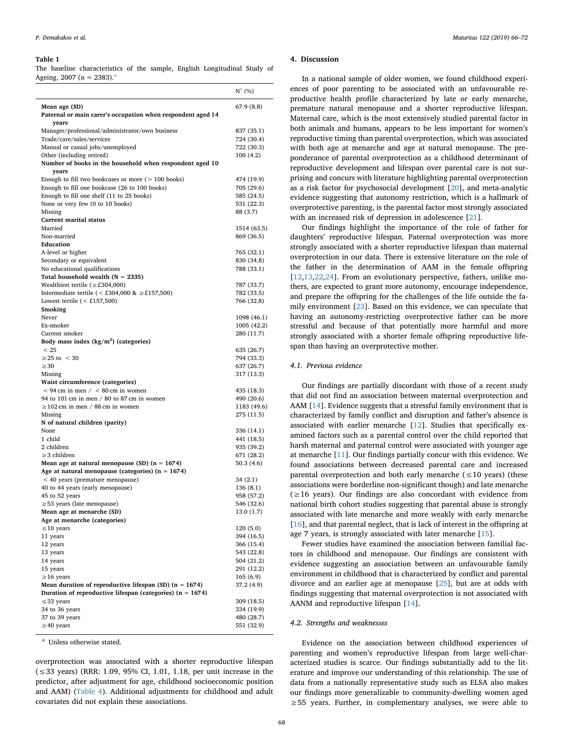**Table 1**
The baseline characteristics of the sample, English Longitudinal Study of Ageing, 2007 (n = 2383).[a]

| | N[a] (%) |
|---|---|
| **Mean age (SD)** | 67.9 (8.8) |
| **Paternal or main carer's occupation when respondent aged 14 years** | |
| Manager/professional/administrator/own business | 837 (35.1) |
| Trade/care/sales/services | 724 (30.4) |
| Manual or casual jobs/unemployed | 722 (30.3) |
| Other (including retired) | 100 (4.2) |
| **Number of books in the household when respondent aged 10 years** | |
| Enough to fill two bookcases or more (> 100 books) | 474 (19.9) |
| Enough to fill one bookcase (26 to 100 books) | 705 (29.6) |
| Enough to fill one shelf (11 to 25 books) | 585 (24.5) |
| None or very few (0 to 10 books) | 531 (22.3) |
| Missing | 88 (3.7) |
| **Current marital status** | |
| Married | 1514 (63.5) |
| Non-married | 869 (36.5) |
| **Education** | |
| A-level or higher | 765 (32.1) |
| Secondary or equivalent | 830 (34.8) |
| No educational qualifications | 788 (33.1) |
| **Total household wealth (N = 2335)** | |
| Wealthiest tertile (≥£304,000) | 787 (33.7) |
| Intermediate tertile (< £304,000 & ≥£157,500) | 782 (33.5) |
| Lowest tertile (< £157,500) | 766 (32.8) |
| **Smoking** | |
| Never | 1098 (46.1) |
| Ex-smoker | 1005 (42.2) |
| Current smoker | 280 (11.7) |
| **Body mass index ($kg/m^2$) (categories)** | |
| < 25 | 635 (26.7) |
| ≥25 to < 30 | 794 (33.3) |
| ≥30 | 637 (26.7) |
| Missing | 317 (13.3) |
| **Waist circumference (categories)** | |
| < 94 cm in men / < 80 cm in women | 435 (18.3) |
| 94 to 101 cm in men / 80 to 87 cm in women | 490 (20.6) |
| ≥102 cm in men / 88 cm in women | 1183 (49.6) |
| Missing | 275 (11.5) |
| **N of natural children (parity)** | |
| None | 336 (14.1) |
| 1 child | 441 (18.5) |
| 2 children | 935 (39.2) |
| ≥3 children | 671 (28.2) |
| **Mean age at natural menopause (SD) (n = 1674)** | 50.3 (4.6) |
| **Age at natural menopause (categories) (n = 1674)** | |
| < 40 years (premature menopause) | 34 (2.1) |
| 40 to 44 years (early menopause) | 136 (8.1) |
| 45 to 52 years | 958 (57.2) |
| ≥53 years (late menopause) | 546 (32.6) |
| **Mean age at menarche (SD)** | 13.0 (1.7) |
| **Age at menarche (categories)** | |
| ≤10 years | 120 (5.0) |
| 11 years | 394 (16.5) |
| 12 years | 366 (15.4) |
| 13 years | 543 (22.8) |
| 14 years | 504 (21.2) |
| 15 years | 291 (12.2) |
| ≥16 years | 165 (6.9) |
| **Mean duration of reproductive lifespan (SD) (n = 1674)** | 37.2 (4.9) |
| **Duration of reproductive lifespan (categories) (n = 1674)** | |
| ≤33 years | 309 (18.5) |
| 34 to 36 years | 334 (19.9) |
| 37 to 39 years | 480 (28.7) |
| ≥40 years | 551 (32.9) |

[a] Unless otherwise stated.

overprotection was associated with a shorter reproductive lifespan (≤33 years) (RRR: 1.09, 95% CI, 1.01, 1.18, per unit increase in the predictor, after adjustment for age, childhood socioeconomic position and AAM) (Table 4). Additional adjustments for childhood and adult covariates did not explain these associations.

## 4. Discussion

In a national sample of older women, we found childhood experiences of poor parenting to be associated with an unfavourable reproductive health profile characterized by late or early menarche, premature natural menopause and a shorter reproductive lifespan. Maternal care, which is the most extensively studied parental factor in both animals and humans, appears to be less important for women's reproductive timing than parental overprotection, which was associated with both age at menarche and age at natural menopause. The preponderance of parental overprotection as a childhood determinant of reproductive development and lifespan over parental care is not surprising and concurs with literature highlighting parental overprotection as a risk factor for psychosocial development [20], and meta-analytic evidence suggesting that autonomy restriction, which is a hallmark of overprotective parenting, is the parental factor most strongly associated with an increased risk of depression in adolescence [21].

Our findings highlight the importance of the role of father for daughters' reproductive lifespan. Paternal overprotection was more strongly associated with a shorter reproductive lifespan than maternal overprotection in our data. There is extensive literature on the role of the father in the determination of AAM in the female offspring [12,13,22,24]. From an evolutionary perspective, fathers, unlike mothers, are expected to grant more autonomy, encourage independence, and prepare the offspring for the challenges of the life outside the family environment [23]. Based on this evidence, we can speculate that having an autonomy-restricting overprotective father can be more stressful and because of that potentially more harmful and more strongly associated with a shorter female offspring reproductive lifespan than having an overprotective mother.

### 4.1. Previous evidence

Our findings are partially discordant with those of a recent study that did not find an association between maternal overprotection and AAM [14]. Evidence suggests that a stressful family environment that is characterized by family conflict and disruption and father's absence is associated with earlier menarche [12]. Studies that specifically examined factors such as a parental control over the child reported that harsh maternal and paternal control were associated with younger age at menarche [11]. Our findings partially concur with this evidence. We found associations between decreased parental care and increased parental overprotection and both early menarche (≤10 years) (these associations were borderline non-significant though) and late menarche (≥16 years). Our findings are also concordant with evidence from national birth cohort studies suggesting that parental abuse is strongly associated with late menarche and more weakly with early menarche [16], and that parental neglect, that is lack of interest in the offspring at age 7 years, is strongly associated with later menarche [15].

Fewer studies have examined the association between familial factors in childhood and menopause. Our findings are consistent with evidence suggesting an association between an unfavourable family environment in childhood that is characterized by conflict and parental divorce and an earlier age at menopause [25], but are at odds with findings suggesting that maternal overprotection is not associated with AANM and reproductive lifespan [14].

### 4.2. Strengths and weaknesses

Evidence on the association between childhood experiences of parenting and women's reproductive lifespan from large well-characterized studies is scarce. Our findings substantially add to the literature and improve our understanding of this relationship. The use of data from a nationally representative study such as ELSA also makes our findings more generalizable to community-dwelling women aged ≥55 years. Further, in complementary analyses, we were able to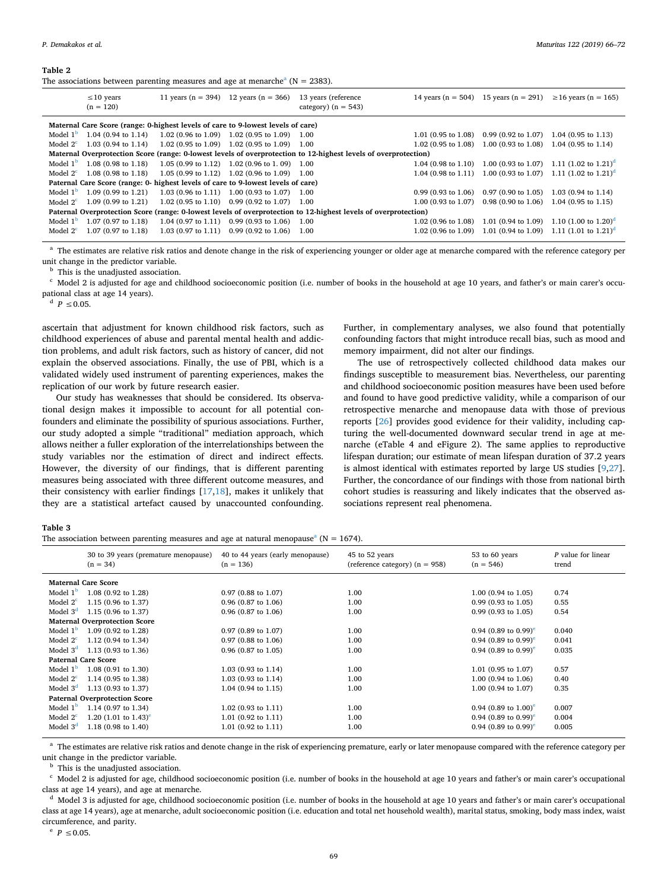**Table 2**

The associations between parenting measures and age at menarche[a] (N = 2383).

| | ≤10 years (n = 120) | 11 years (n = 394) | 12 years (n = 366) | 13 years (reference category) (n = 543) | 14 years (n = 504) | 15 years (n = 291) | ≥16 years (n = 165) |
|---|---|---|---|---|---|---|---|
| **Maternal Care Score (range: 0-highest levels of care to 9-lowest levels of care)** | | | | | | | |
| Model 1[b] | 1.04 (0.94 to 1.14) | 1.02 (0.96 to 1.09) | 1.02 (0.95 to 1.09) | 1.00 | 1.01 (0.95 to 1.08) | 0.99 (0.92 to 1.07) | 1.04 (0.95 to 1.13) |
| Model 2[c] | 1.03 (0.94 to 1.14) | 1.02 (0.95 to 1.09) | 1.02 (0.95 to 1.09) | 1.00 | 1.02 (0.95 to 1.08) | 1.00 (0.93 to 1.08) | 1.04 (0.95 to 1.14) |
| **Maternal Overprotection Score (range: 0-lowest levels of overprotection to 12-highest levels of overprotection)** | | | | | | | |
| Model 1[b] | 1.08 (0.98 to 1.18) | 1.05 (0.99 to 1.12) | 1.02 (0.96 to 1. 09) | 1.00 | 1.04 (0.98 to 1.10) | 1.00 (0.93 to 1.07) | 1.11 (1.02 to 1.21)[d] |
| Model 2[c] | 1.08 (0.98 to 1.18) | 1.05 (0.99 to 1.12) | 1.02 (0.96 to 1.09) | 1.00 | 1.04 (0.98 to 1.11) | 1.00 (0.93 to 1.07) | 1.11 (1.02 to 1.21)[d] |
| **Paternal Care Score (range: 0- highest levels of care to 9-lowest levels of care)** | | | | | | | |
| Model 1[b] | 1.09 (0.99 to 1.21) | 1.03 (0.96 to 1.11) | 1.00 (0.93 to 1.07) | 1.00 | 0.99 (0.93 to 1.06) | 0.97 (0.90 to 1.05) | 1.03 (0.94 to 1.14) |
| Model 2[c] | 1.09 (0.99 to 1.21) | 1.02 (0.95 to 1.10) | 0.99 (0.92 to 1.07) | 1.00 | 1.00 (0.93 to 1.07) | 0.98 (0.90 to 1.06) | 1.04 (0.95 to 1.15) |
| **Paternal Overprotection Score (range: 0-lowest levels of overprotection to 12-highest levels of overprotection)** | | | | | | | |
| Model 1[b] | 1.07 (0.97 to 1.18) | 1.04 (0.97 to 1.11) | 0.99 (0.93 to 1.06) | 1.00 | 1.02 (0.96 to 1.08) | 1.01 (0.94 to 1.09) | 1.10 (1.00 to 1.20)[d] |
| Model 2[c] | 1.07 (0.97 to 1.18) | 1.03 (0.97 to 1.11) | 0.99 (0.92 to 1.06) | 1.00 | 1.02 (0.96 to 1.09) | 1.01 (0.94 to 1.09) | 1.11 (1.01 to 1.21)[d] |

[a] The estimates are relative risk ratios and denote change in the risk of experiencing younger or older age at menarche compared with the reference category per unit change in the predictor variable.

[b] This is the unadjusted association.

[c] Model 2 is adjusted for age and childhood socioeconomic position (i.e. number of books in the household at age 10 years, and father's or main carer's occupational class at age 14 years).

[d] $P \leq 0.05$.

ascertain that adjustment for known childhood risk factors, such as childhood experiences of abuse and parental mental health and addiction problems, and adult risk factors, such as history of cancer, did not explain the observed associations. Finally, the use of PBI, which is a validated widely used instrument of parenting experiences, makes the replication of our work by future research easier.

Our study has weaknesses that should be considered. Its observational design makes it impossible to account for all potential confounders and eliminate the possibility of spurious associations. Further, our study adopted a simple "traditional" mediation approach, which allows neither a fuller exploration of the interrelationships between the study variables nor the estimation of direct and indirect effects. However, the diversity of our findings, that is different parenting measures being associated with three different outcome measures, and their consistency with earlier findings [17,18], makes it unlikely that they are a statistical artefact caused by unaccounted confounding. Further, in complementary analyses, we also found that potentially confounding factors that might introduce recall bias, such as mood and memory impairment, did not alter our findings.

The use of retrospectively collected childhood data makes our findings susceptible to measurement bias. Nevertheless, our parenting and childhood socioeconomic position measures have been used before and found to have good predictive validity, while a comparison of our retrospective menarche and menopause data with those of previous reports [26] provides good evidence for their validity, including capturing the well-documented downward secular trend in age at menarche (eTable 4 and eFigure 2). The same applies to reproductive lifespan duration; our estimate of mean lifespan duration of 37.2 years is almost identical with estimates reported by large US studies [9,27]. Further, the concordance of our findings with those from national birth cohort studies is reassuring and likely indicates that the observed associations represent real phenomena.

**Table 3**

The association between parenting measures and age at natural menopause[a] (N = 1674).

| | 30 to 39 years (premature menopause) (n = 34) | 40 to 44 years (early menopause) (n = 136) | 45 to 52 years (reference category) (n = 958) | 53 to 60 years (n = 546) | P value for linear trend |
|---|---|---|---|---|---|
| **Maternal Care Score** | | | | | |
| Model 1[b] | 1.08 (0.92 to 1.28) | 0.97 (0.88 to 1.07) | 1.00 | 1.00 (0.94 to 1.05) | 0.74 |
| Model 2[c] | 1.15 (0.96 to 1.37) | 0.96 (0.87 to 1.06) | 1.00 | 0.99 (0.93 to 1.05) | 0.55 |
| Model 3[d] | 1.15 (0.96 to 1.37) | 0.96 (0.87 to 1.06) | 1.00 | 0.99 (0.93 to 1.05) | 0.54 |
| **Maternal Overprotection Score** | | | | | |
| Model 1[b] | 1.09 (0.92 to 1.28) | 0.97 (0.89 to 1.07) | 1.00 | 0.94 (0.89 to 0.99)[e] | 0.040 |
| Model 2[c] | 1.12 (0.94 to 1.34) | 0.97 (0.88 to 1.06) | 1.00 | 0.94 (0.89 to 0.99)[e] | 0.041 |
| Model 3[d] | 1.13 (0.93 to 1.36) | 0.96 (0.87 to 1.05) | 1.00 | 0.94 (0.89 to 0.99)[e] | 0.035 |
| **Paternal Care Score** | | | | | |
| Model 1[b] | 1.08 (0.91 to 1.30) | 1.03 (0.93 to 1.14) | 1.00 | 1.01 (0.95 to 1.07) | 0.57 |
| Model 2[c] | 1.14 (0.95 to 1.38) | 1.03 (0.93 to 1.14) | 1.00 | 1.00 (0.94 to 1.06) | 0.40 |
| Model 3[d] | 1.13 (0.93 to 1.37) | 1.04 (0.94 to 1.15) | 1.00 | 1.00 (0.94 to 1.07) | 0.35 |
| **Paternal Overprotection Score** | | | | | |
| Model 1[b] | 1.14 (0.97 to 1.34) | 1.02 (0.93 to 1.11) | 1.00 | 0.94 (0.89 to 1.00)[e] | 0.007 |
| Model 2[c] | 1.20 (1.01 to 1.43)[e] | 1.01 (0.92 to 1.11) | 1.00 | 0.94 (0.89 to 0.99)[e] | 0.004 |
| Model 3[d] | 1.18 (0.98 to 1.40) | 1.01 (0.92 to 1.11) | 1.00 | 0.94 (0.89 to 0.99)[e] | 0.005 |

[a] The estimates are relative risk ratios and denote change in the risk of experiencing premature, early or later menopause compared with the reference category per unit change in the predictor variable.

[b] This is the unadjusted association.

[c] Model 2 is adjusted for age, childhood socioeconomic position (i.e. number of books in the household at age 10 years and father's or main carer's occupational class at age 14 years), and age at menarche.

[d] Model 3 is adjusted for age, childhood socioeconomic position (i.e. number of books in the household at age 10 years and father's or main carer's occupational class at age 14 years), age at menarche, adult socioeconomic position (i.e. education and total net household wealth), marital status, smoking, body mass index, waist circumference, and parity.

[e] $P \leq 0.05$.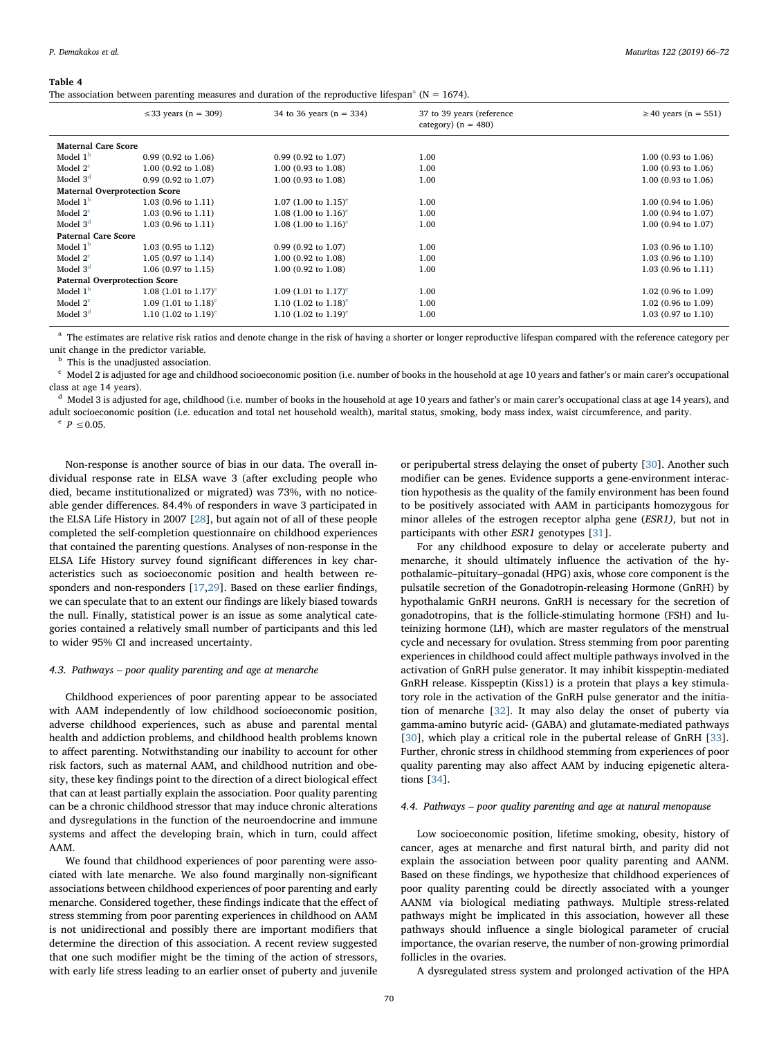**Table 4**

The association between parenting measures and duration of the reproductive lifespan[a] (N = 1674).

| | ≤33 years (n = 309) | 34 to 36 years (n = 334) | 37 to 39 years (reference category) (n = 480) | ≥40 years (n = 551) |
|---|---|---|---|---|
| **Maternal Care Score** | | | | |
| Model 1[b] | 0.99 (0.92 to 1.06) | 0.99 (0.92 to 1.07) | 1.00 | 1.00 (0.93 to 1.06) |
| Model 2[c] | 1.00 (0.92 to 1.08) | 1.00 (0.93 to 1.08) | 1.00 | 1.00 (0.93 to 1.06) |
| Model 3[d] | 0.99 (0.92 to 1.07) | 1.00 (0.93 to 1.08) | 1.00 | 1.00 (0.93 to 1.06) |
| **Maternal Overprotection Score** | | | | |
| Model 1[b] | 1.03 (0.96 to 1.11) | 1.07 (1.00 to 1.15)[e] | 1.00 | 1.00 (0.94 to 1.06) |
| Model 2[c] | 1.03 (0.96 to 1.11) | 1.08 (1.00 to 1.16)[e] | 1.00 | 1.00 (0.94 to 1.07) |
| Model 3[d] | 1.03 (0.96 to 1.11) | 1.08 (1.00 to 1.16)[e] | 1.00 | 1.00 (0.94 to 1.07) |
| **Paternal Care Score** | | | | |
| Model 1[b] | 1.03 (0.95 to 1.12) | 0.99 (0.92 to 1.07) | 1.00 | 1.03 (0.96 to 1.10) |
| Model 2[c] | 1.05 (0.97 to 1.14) | 1.00 (0.92 to 1.08) | 1.00 | 1.03 (0.96 to 1.10) |
| Model 3[d] | 1.06 (0.97 to 1.15) | 1.00 (0.92 to 1.08) | 1.00 | 1.03 (0.96 to 1.11) |
| **Paternal Overprotection Score** | | | | |
| Model 1[b] | 1.08 (1.01 to 1.17)[e] | 1.09 (1.01 to 1.17)[e] | 1.00 | 1.02 (0.96 to 1.09) |
| Model 2[c] | 1.09 (1.01 to 1.18)[e] | 1.10 (1.02 to 1.18)[e] | 1.00 | 1.02 (0.96 to 1.09) |
| Model 3[d] | 1.10 (1.02 to 1.19)[e] | 1.10 (1.02 to 1.19)[e] | 1.00 | 1.03 (0.97 to 1.10) |

[a] The estimates are relative risk ratios and denote change in the risk of having a shorter or longer reproductive lifespan compared with the reference category per unit change in the predictor variable.

[b] This is the unadjusted association.

[c] Model 2 is adjusted for age and childhood socioeconomic position (i.e. number of books in the household at age 10 years and father's or main carer's occupational class at age 14 years).

[d] Model 3 is adjusted for age, childhood (i.e. number of books in the household at age 10 years and father's or main carer's occupational class at age 14 years), and adult socioeconomic position (i.e. education and total net household wealth), marital status, smoking, body mass index, waist circumference, and parity.

[e] $P \leq 0.05$.

Non-response is another source of bias in our data. The overall individual response rate in ELSA wave 3 (after excluding people who died, became institutionalized or migrated) was 73%, with no noticeable gender differences. 84.4% of responders in wave 3 participated in the ELSA Life History in 2007 [28], but again not of all of these people completed the self-completion questionnaire on childhood experiences that contained the parenting questions. Analyses of non-response in the ELSA Life History survey found significant differences in key characteristics such as socioeconomic position and health between responders and non-responders [17,29]. Based on these earlier findings, we can speculate that to an extent our findings are likely biased towards the null. Finally, statistical power is an issue as some analytical categories contained a relatively small number of participants and this led to wider 95% CI and increased uncertainty.

### 4.3. Pathways – poor quality parenting and age at menarche

Childhood experiences of poor parenting appear to be associated with AAM independently of low childhood socioeconomic position, adverse childhood experiences, such as abuse and parental mental health and addiction problems, and childhood health problems known to affect parenting. Notwithstanding our inability to account for other risk factors, such as maternal AAM, and childhood nutrition and obesity, these key findings point to the direction of a direct biological effect that can at least partially explain the association. Poor quality parenting can be a chronic childhood stressor that may induce chronic alterations and dysregulations in the function of the neuroendocrine and immune systems and affect the developing brain, which in turn, could affect AAM.

We found that childhood experiences of poor parenting were associated with late menarche. We also found marginally non-significant associations between childhood experiences of poor parenting and early menarche. Considered together, these findings indicate that the effect of stress stemming from poor parenting experiences in childhood on AAM is not unidirectional and possibly there are important modifiers that determine the direction of this association. A recent review suggested that one such modifier might be the timing of the action of stressors, with early life stress leading to an earlier onset of puberty and juvenile or peripubertal stress delaying the onset of puberty [30]. Another such modifier can be genes. Evidence supports a gene-environment interaction hypothesis as the quality of the family environment has been found to be positively associated with AAM in participants homozygous for minor alleles of the estrogen receptor alpha gene (*ESR1*), but not in participants with other *ESR1* genotypes [31].

For any childhood exposure to delay or accelerate puberty and menarche, it should ultimately influence the activation of the hypothalamic–pituitary–gonadal (HPG) axis, whose core component is the pulsatile secretion of the Gonadotropin-releasing Hormone (GnRH) by hypothalamic GnRH neurons. GnRH is necessary for the secretion of gonadotropins, that is the follicle-stimulating hormone (FSH) and luteinizing hormone (LH), which are master regulators of the menstrual cycle and necessary for ovulation. Stress stemming from poor parenting experiences in childhood could affect multiple pathways involved in the activation of GnRH pulse generator. It may inhibit kisspeptin-mediated GnRH release. Kisspeptin (Kiss1) is a protein that plays a key stimulatory role in the activation of the GnRH pulse generator and the initiation of menarche [32]. It may also delay the onset of puberty via gamma-amino butyric acid- (GABA) and glutamate-mediated pathways [30], which play a critical role in the pubertal release of GnRH [33]. Further, chronic stress in childhood stemming from experiences of poor quality parenting may also affect AAM by inducing epigenetic alterations [34].

### 4.4. Pathways – poor quality parenting and age at natural menopause

Low socioeconomic position, lifetime smoking, obesity, history of cancer, ages at menarche and first natural birth, and parity did not explain the association between poor quality parenting and AANM. Based on these findings, we hypothesize that childhood experiences of poor quality parenting could be directly associated with a younger AANM via biological mediating pathways. Multiple stress-related pathways might be implicated in this association, however all these pathways should influence a single biological parameter of crucial importance, the ovarian reserve, the number of non-growing primordial follicles in the ovaries.

A dysregulated stress system and prolonged activation of the HPA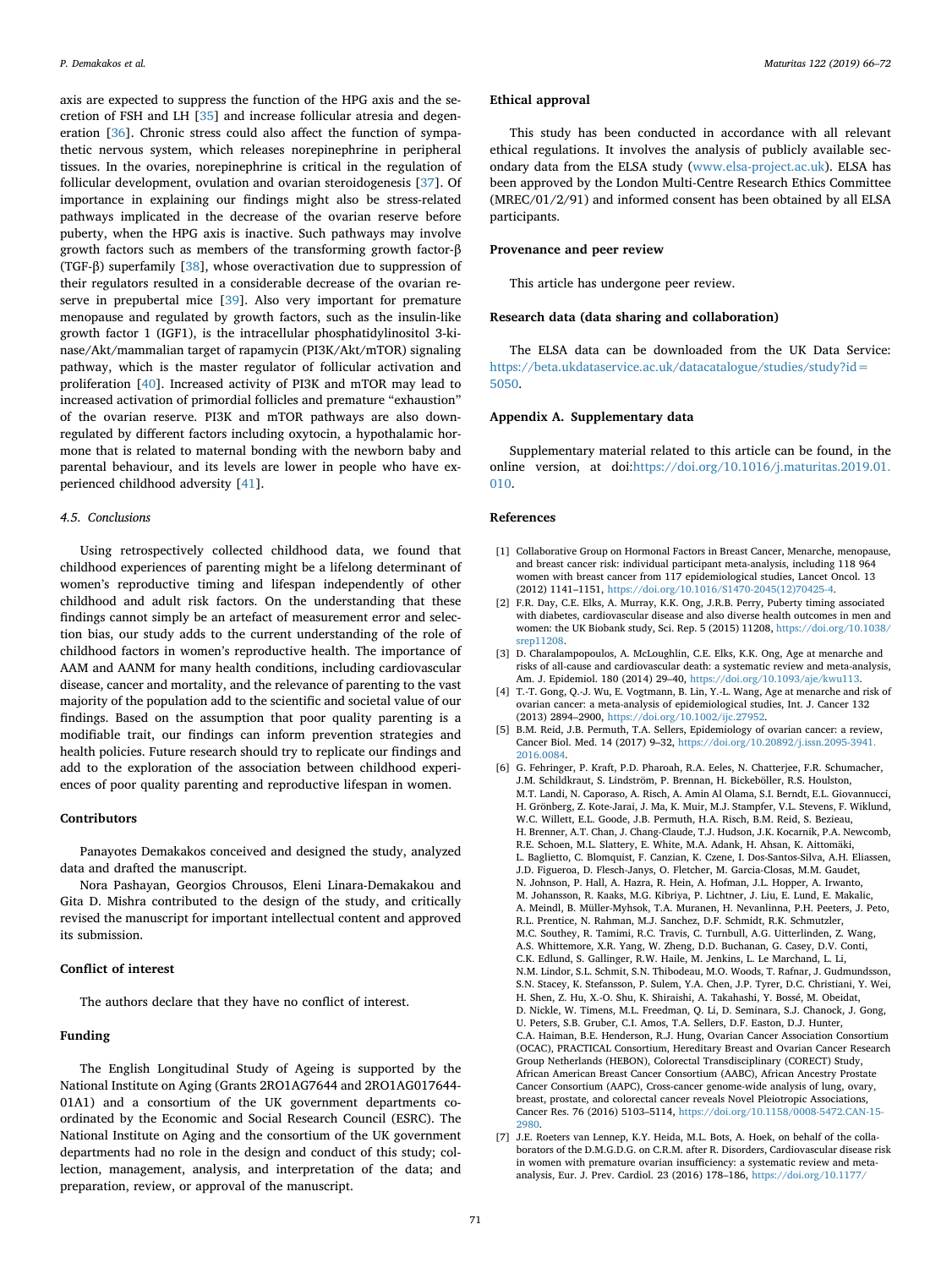axis are expected to suppress the function of the HPG axis and the secretion of FSH and LH [35] and increase follicular atresia and degeneration [36]. Chronic stress could also affect the function of sympathetic nervous system, which releases norepinephrine in peripheral tissues. In the ovaries, norepinephrine is critical in the regulation of follicular development, ovulation and ovarian steroidogenesis [37]. Of importance in explaining our findings might also be stress-related pathways implicated in the decrease of the ovarian reserve before puberty, when the HPG axis is inactive. Such pathways may involve growth factors such as members of the transforming growth factor-β (TGF-β) superfamily [38], whose overactivation due to suppression of their regulators resulted in a considerable decrease of the ovarian reserve in prepubertal mice [39]. Also very important for premature menopause and regulated by growth factors, such as the insulin-like growth factor 1 (IGF1), is the intracellular phosphatidylinositol 3-kinase/Akt/mammalian target of rapamycin (PI3K/Akt/mTOR) signaling pathway, which is the master regulator of follicular activation and proliferation [40]. Increased activity of PI3K and mTOR may lead to increased activation of primordial follicles and premature "exhaustion" of the ovarian reserve. PI3K and mTOR pathways are also downregulated by different factors including oxytocin, a hypothalamic hormone that is related to maternal bonding with the newborn baby and parental behaviour, and its levels are lower in people who have experienced childhood adversity [41].

### 4.5. Conclusions

Using retrospectively collected childhood data, we found that childhood experiences of parenting might be a lifelong determinant of women's reproductive timing and lifespan independently of other childhood and adult risk factors. On the understanding that these findings cannot simply be an artefact of measurement error and selection bias, our study adds to the current understanding of the role of childhood factors in women's reproductive health. The importance of AAM and AANM for many health conditions, including cardiovascular disease, cancer and mortality, and the relevance of parenting to the vast majority of the population add to the scientific and societal value of our findings. Based on the assumption that poor quality parenting is a modifiable trait, our findings can inform prevention strategies and health policies. Future research should try to replicate our findings and add to the exploration of the association between childhood experiences of poor quality parenting and reproductive lifespan in women.

## Contributors

Panayotes Demakakos conceived and designed the study, analyzed data and drafted the manuscript.

Nora Pashayan, Georgios Chrousos, Eleni Linara-Demakakou and Gita D. Mishra contributed to the design of the study, and critically revised the manuscript for important intellectual content and approved its submission.

## Conflict of interest

The authors declare that they have no conflict of interest.

## Funding

The English Longitudinal Study of Ageing is supported by the National Institute on Aging (Grants 2RO1AG7644 and 2RO1AG017644-01A1) and a consortium of the UK government departments coordinated by the Economic and Social Research Council (ESRC). The National Institute on Aging and the consortium of the UK government departments had no role in the design and conduct of this study; collection, management, analysis, and interpretation of the data; and preparation, review, or approval of the manuscript.

## Ethical approval

This study has been conducted in accordance with all relevant ethical regulations. It involves the analysis of publicly available secondary data from the ELSA study (www.elsa-project.ac.uk). ELSA has been approved by the London Multi-Centre Research Ethics Committee (MREC/01/2/91) and informed consent has been obtained by all ELSA participants.

## Provenance and peer review

This article has undergone peer review.

## Research data (data sharing and collaboration)

The ELSA data can be downloaded from the UK Data Service: https://beta.ukdataservice.ac.uk/datacatalogue/studies/study?id=5050.

## Appendix A. Supplementary data

Supplementary material related to this article can be found, in the online version, at doi:https://doi.org/10.1016/j.maturitas.2019.01.010.

## References

[1] Collaborative Group on Hormonal Factors in Breast Cancer, Menarche, menopause, and breast cancer risk: individual participant meta-analysis, including 118 964 women with breast cancer from 117 epidemiological studies, Lancet Oncol. 13 (2012) 1141–1151, https://doi.org/10.1016/S1470-2045(12)70425-4.

[2] F.R. Day, C.E. Elks, A. Murray, K.K. Ong, J.R.B. Perry, Puberty timing associated with diabetes, cardiovascular disease and also diverse health outcomes in men and women: the UK Biobank study, Sci. Rep. 5 (2015) 11208, https://doi.org/10.1038/srep11208.

[3] D. Charalampopoulos, A. McLoughlin, C.E. Elks, K.K. Ong, Age at menarche and risks of all-cause and cardiovascular death: a systematic review and meta-analysis, Am. J. Epidemiol. 180 (2014) 29–40, https://doi.org/10.1093/aje/kwu113.

[4] T.-T. Gong, Q.-J. Wu, E. Vogtmann, B. Lin, Y.-L. Wang, Age at menarche and risk of ovarian cancer: a meta-analysis of epidemiological studies, Int. J. Cancer 132 (2013) 2894–2900, https://doi.org/10.1002/ijc.27952.

[5] B.M. Reid, J.B. Permuth, T.A. Sellers, Epidemiology of ovarian cancer: a review, Cancer Biol. Med. 14 (2017) 9–32, https://doi.org/10.20892/j.issn.2095-3941.2016.0084.

[6] G. Fehringer, P. Kraft, P.D. Pharoah, R.A. Eeles, N. Chatterjee, F.R. Schumacher, J.M. Schildkraut, S. Lindström, P. Brennan, H. Bickeböller, R.S. Houlston, M.T. Landi, N. Caporaso, A. Risch, A. Amin Al Olama, S.I. Berndt, E.L. Giovannucci, H. Grönberg, Z. Kote-Jarai, J. Ma, K. Muir, M.J. Stampfer, V.L. Stevens, F. Wiklund, W.C. Willett, E.L. Goode, J.B. Permuth, H.A. Risch, B.M. Reid, S. Bezieau, H. Brenner, A.T. Chan, J. Chang-Claude, T.J. Hudson, J.K. Kocarnik, P.A. Newcomb, R.E. Schoen, M.L. Slattery, E. White, M.A. Adank, H. Ahsan, K. Aittomäki, L. Baglietto, C. Blomquist, F. Canzian, K. Czene, I. Dos-Santos-Silva, A.H. Eliassen, J.D. Figueroa, D. Flesch-Janys, O. Fletcher, M. Garcia-Closas, M.M. Gaudet, N. Johnson, P. Hall, A. Hazra, R. Hein, A. Hofman, J.L. Hopper, A. Irwanto, M. Johansson, R. Kaaks, M.G. Kibriya, P. Lichtner, J. Liu, E. Lund, E. Makalic, A. Meindl, B. Müller-Myhsok, T.A. Muranen, H. Nevanlinna, P.H. Peeters, J. Peto, R.L. Prentice, N. Rahman, M.J. Sanchez, D.F. Schmidt, R.K. Schmutzler, M.C. Southey, R. Tamimi, R.C. Travis, C. Turnbull, A.G. Uitterlinden, Z. Wang, A.S. Whittemore, X.R. Yang, W. Zheng, D.D. Buchanan, G. Casey, D.V. Conti, C.K. Edlund, S. Gallinger, R.W. Haile, M. Jenkins, L. Le Marchand, L. Li, N.M. Lindor, S.L. Schmit, S.N. Thibodeau, M.O. Woods, T. Rafnar, J. Gudmundsson, S.N. Stacey, K. Stefansson, P. Sulem, Y.A. Chen, J.P. Tyrer, D.C. Christiani, Y. Wei, H. Shen, Z. Hu, X.-O. Shu, K. Shiraishi, A. Takahashi, Y. Bossé, M. Obeidat, D. Nickle, W. Timens, M.L. Freedman, Q. Li, D. Seminara, S.J. Chanock, J. Gong, U. Peters, S.B. Gruber, C.I. Amos, T.A. Sellers, D.F. Easton, D.J. Hunter, C.A. Haiman, B.E. Henderson, R.J. Hung, Ovarian Cancer Association Consortium (OCAC), PRACTICAL Consortium, Hereditary Breast and Ovarian Cancer Research Group Netherlands (HEBON), Colorectal Transdisciplinary (CORECT) Study, African American Breast Cancer Consortium (AABC), African Ancestry Prostate Cancer Consortium (AAPC), Cross-cancer genome-wide analysis of lung, ovary, breast, prostate, and colorectal cancer reveals Novel Pleiotropic Associations, Cancer Res. 76 (2016) 5103–5114, https://doi.org/10.1158/0008-5472.CAN-15-2980.

[7] J.E. Roeters van Lennep, K.Y. Heida, M.L. Bots, A. Hoek, on behalf of the collaborators of the D.M.G.D.G. on C.R.M. after R. Disorders, Cardiovascular disease risk in women with premature ovarian insufficiency: a systematic review and meta-analysis, Eur. J. Prev. Cardiol. 23 (2016) 178–186, https://doi.org/10.1177/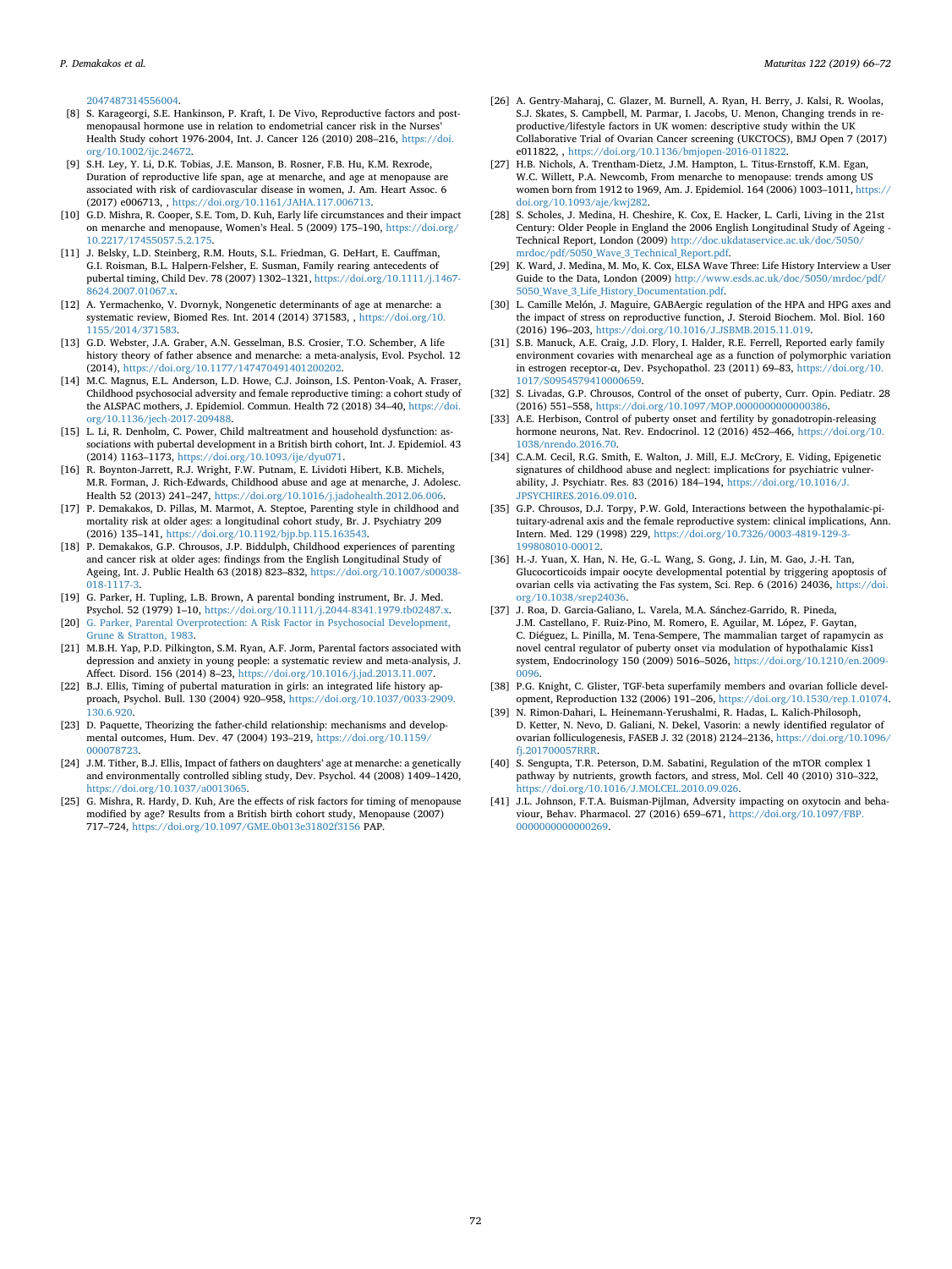2047487314556004.

[8] S. Karageorgi, S.E. Hankinson, P. Kraft, I. De Vivo, Reproductive factors and postmenopausal hormone use in relation to endometrial cancer risk in the Nurses' Health Study cohort 1976-2004, Int. J. Cancer 126 (2010) 208–216, https://doi.org/10.1002/ijc.24672.

[9] S.H. Ley, Y. Li, D.K. Tobias, J.E. Manson, B. Rosner, F.B. Hu, K.M. Rexrode, Duration of reproductive life span, age at menarche, and age at menopause are associated with risk of cardiovascular disease in women, J. Am. Heart Assoc. 6 (2017) e006713, , https://doi.org/10.1161/JAHA.117.006713.

[10] G.D. Mishra, R. Cooper, S.E. Tom, D. Kuh, Early life circumstances and their impact on menarche and menopause, Women's Heal. 5 (2009) 175–190, https://doi.org/10.2217/17455057.5.2.175.

[11] J. Belsky, L.D. Steinberg, R.M. Houts, S.L. Friedman, G. DeHart, E. Cauffman, G.I. Roisman, B.L. Halpern-Felsher, E. Susman, Family rearing antecedents of pubertal timing, Child Dev. 78 (2007) 1302–1321, https://doi.org/10.1111/j.1467-8624.2007.01067.x.

[12] A. Yermachenko, V. Dvornyk, Nongenetic determinants of age at menarche: a systematic review, Biomed Res. Int. 2014 (2014) 371583, , https://doi.org/10.1155/2014/371583.

[13] G.D. Webster, J.A. Graber, A.N. Gesselman, B.S. Crosier, T.O. Schember, A life history theory of father absence and menarche: a meta-analysis, Evol. Psychol. 12 (2014), https://doi.org/10.1177/147470491401200202.

[14] M.C. Magnus, E.L. Anderson, L.D. Howe, C.J. Joinson, I.S. Penton-Voak, A. Fraser, Childhood psychosocial adversity and female reproductive timing: a cohort study of the ALSPAC mothers, J. Epidemiol. Commun. Health 72 (2018) 34–40, https://doi.org/10.1136/jech-2017-209488.

[15] L. Li, R. Denholm, C. Power, Child maltreatment and household dysfunction: associations with pubertal development in a British birth cohort, Int. J. Epidemiol. 43 (2014) 1163–1173, https://doi.org/10.1093/ije/dyu071.

[16] R. Boynton-Jarrett, R.J. Wright, F.W. Putnam, E. Lividoti Hibert, K.B. Michels, M.R. Forman, J. Rich-Edwards, Childhood abuse and age at menarche, J. Adolesc. Health 52 (2013) 241–247, https://doi.org/10.1016/j.jadohealth.2012.06.006.

[17] P. Demakakos, D. Pillas, M. Marmot, A. Steptoe, Parenting style in childhood and mortality risk at older ages: a longitudinal cohort study, Br. J. Psychiatry 209 (2016) 135–141, https://doi.org/10.1192/bjp.bp.115.163543.

[18] P. Demakakos, G.P. Chrousos, J.P. Biddulph, Childhood experiences of parenting and cancer risk at older ages: findings from the English Longitudinal Study of Ageing, Int. J. Public Health 63 (2018) 823–832, https://doi.org/10.1007/s00038-018-1117-3.

[19] G. Parker, H. Tupling, L.B. Brown, A parental bonding instrument, Br. J. Med. Psychol. 52 (1979) 1–10, https://doi.org/10.1111/j.2044-8341.1979.tb02487.x.

[20] G. Parker, Parental Overprotection: A Risk Factor in Psychosocial Development, Grune & Stratton, 1983.

[21] M.B.H. Yap, P.D. Pilkington, S.M. Ryan, A.F. Jorm, Parental factors associated with depression and anxiety in young people: a systematic review and meta-analysis, J. Affect. Disord. 156 (2014) 8–23, https://doi.org/10.1016/j.jad.2013.11.007.

[22] B.J. Ellis, Timing of pubertal maturation in girls: an integrated life history approach, Psychol. Bull. 130 (2004) 920–958, https://doi.org/10.1037/0033-2909.130.6.920.

[23] D. Paquette, Theorizing the father-child relationship: mechanisms and developmental outcomes, Hum. Dev. 47 (2004) 193–219, https://doi.org/10.1159/000078723.

[24] J.M. Tither, B.J. Ellis, Impact of fathers on daughters' age at menarche: a genetically and environmentally controlled sibling study, Dev. Psychol. 44 (2008) 1409–1420, https://doi.org/10.1037/a0013065.

[25] G. Mishra, R. Hardy, D. Kuh, Are the effects of risk factors for timing of menopause modified by age? Results from a British birth cohort study, Menopause (2007) 717–724, https://doi.org/10.1097/GME.0b013e31802f3156 PAP.

[26] A. Gentry-Maharaj, C. Glazer, M. Burnell, A. Ryan, H. Berry, J. Kalsi, R. Woolas, S.J. Skates, S. Campbell, M. Parmar, I. Jacobs, U. Menon, Changing trends in reproductive/lifestyle factors in UK women: descriptive study within the UK Collaborative Trial of Ovarian Cancer screening (UKCTOCS), BMJ Open 7 (2017) e011822, , https://doi.org/10.1136/bmjopen-2016-011822.

[27] H.B. Nichols, A. Trentham-Dietz, J.M. Hampton, L. Titus-Ernstoff, K.M. Egan, W.C. Willett, P.A. Newcomb, From menarche to menopause: trends among US women born from 1912 to 1969, Am. J. Epidemiol. 164 (2006) 1003–1011, https://doi.org/10.1093/aje/kwj282.

[28] S. Scholes, J. Medina, H. Cheshire, K. Cox, E. Hacker, L. Carli, Living in the 21st Century: Older People in England the 2006 English Longitudinal Study of Ageing - Technical Report, London (2009) http://doc.ukdataservice.ac.uk/doc/5050/mrdoc/pdf/5050_Wave_3_Technical_Report.pdf.

[29] K. Ward, J. Medina, M. Mo, K. Cox, ELSA Wave Three: Life History Interview a User Guide to the Data, London (2009) http://www.esds.ac.uk/doc/5050/mrdoc/pdf/5050_Wave_3_Life_History_Documentation.pdf.

[30] L. Camille Melón, J. Maguire, GABAergic regulation of the HPA and HPG axes and the impact of stress on reproductive function, J. Steroid Biochem. Mol. Biol. 160 (2016) 196–203, https://doi.org/10.1016/J.JSBMB.2015.11.019.

[31] S.B. Manuck, A.E. Craig, J.D. Flory, I. Halder, R.E. Ferrell, Reported early family environment covaries with menarcheal age as a function of polymorphic variation in estrogen receptor-α, Dev. Psychopathol. 23 (2011) 69–83, https://doi.org/10.1017/S0954579410000659.

[32] S. Livadas, G.P. Chrousos, Control of the onset of puberty, Curr. Opin. Pediatr. 28 (2016) 551–558, https://doi.org/10.1097/MOP.0000000000000386.

[33] A.E. Herbison, Control of puberty onset and fertility by gonadotropin-releasing hormone neurons, Nat. Rev. Endocrinol. 12 (2016) 452–466, https://doi.org/10.1038/nrendo.2016.70.

[34] C.A.M. Cecil, R.G. Smith, E. Walton, J. Mill, E.J. McCrory, E. Viding, Epigenetic signatures of childhood abuse and neglect: implications for psychiatric vulnerability, J. Psychiatr. Res. 83 (2016) 184–194, https://doi.org/10.1016/J.JPSYCHIRES.2016.09.010.

[35] G.P. Chrousos, D.J. Torpy, P.W. Gold, Interactions between the hypothalamic-pituitary-adrenal axis and the female reproductive system: clinical implications, Ann. Intern. Med. 129 (1998) 229, https://doi.org/10.7326/0003-4819-129-3-199808010-00012.

[36] H.-J. Yuan, X. Han, N. He, G.-L. Wang, S. Gong, J. Lin, M. Gao, J.-H. Tan, Glucocorticoids impair oocyte developmental potential by triggering apoptosis of ovarian cells via activating the Fas system, Sci. Rep. 6 (2016) 24036, https://doi.org/10.1038/srep24036.

[37] J. Roa, D. Garcia-Galiano, L. Varela, M.A. Sánchez-Garrido, R. Pineda, J.M. Castellano, F. Ruiz-Pino, M. Romero, E. Aguilar, M. López, F. Gaytan, C. Diéguez, L. Pinilla, M. Tena-Sempere, The mammalian target of rapamycin as novel central regulator of puberty onset via modulation of hypothalamic Kiss1 system, Endocrinology 150 (2009) 5016–5026, https://doi.org/10.1210/en.2009-0096.

[38] P.G. Knight, C. Glister, TGF-beta superfamily members and ovarian follicle development, Reproduction 132 (2006) 191–206, https://doi.org/10.1530/rep.1.01074.

[39] N. Rimon-Dahari, L. Heinemann-Yerushalmi, R. Hadas, L. Kalich-Philosoph, D. Ketter, N. Nevo, D. Galiani, N. Dekel, Vasorin: a newly identified regulator of ovarian folliculogenesis, FASEB J. 32 (2018) 2124–2136, https://doi.org/10.1096/fj.201700057RRR.

[40] S. Sengupta, T.R. Peterson, D.M. Sabatini, Regulation of the mTOR complex 1 pathway by nutrients, growth factors, and stress, Mol. Cell 40 (2010) 310–322, https://doi.org/10.1016/J.MOLCEL.2010.09.026.

[41] J.L. Johnson, F.T.A. Buisman-Pijlman, Adversity impacting on oxytocin and behaviour, Behav. Pharmacol. 27 (2016) 659–671, https://doi.org/10.1097/FBP.0000000000000269.